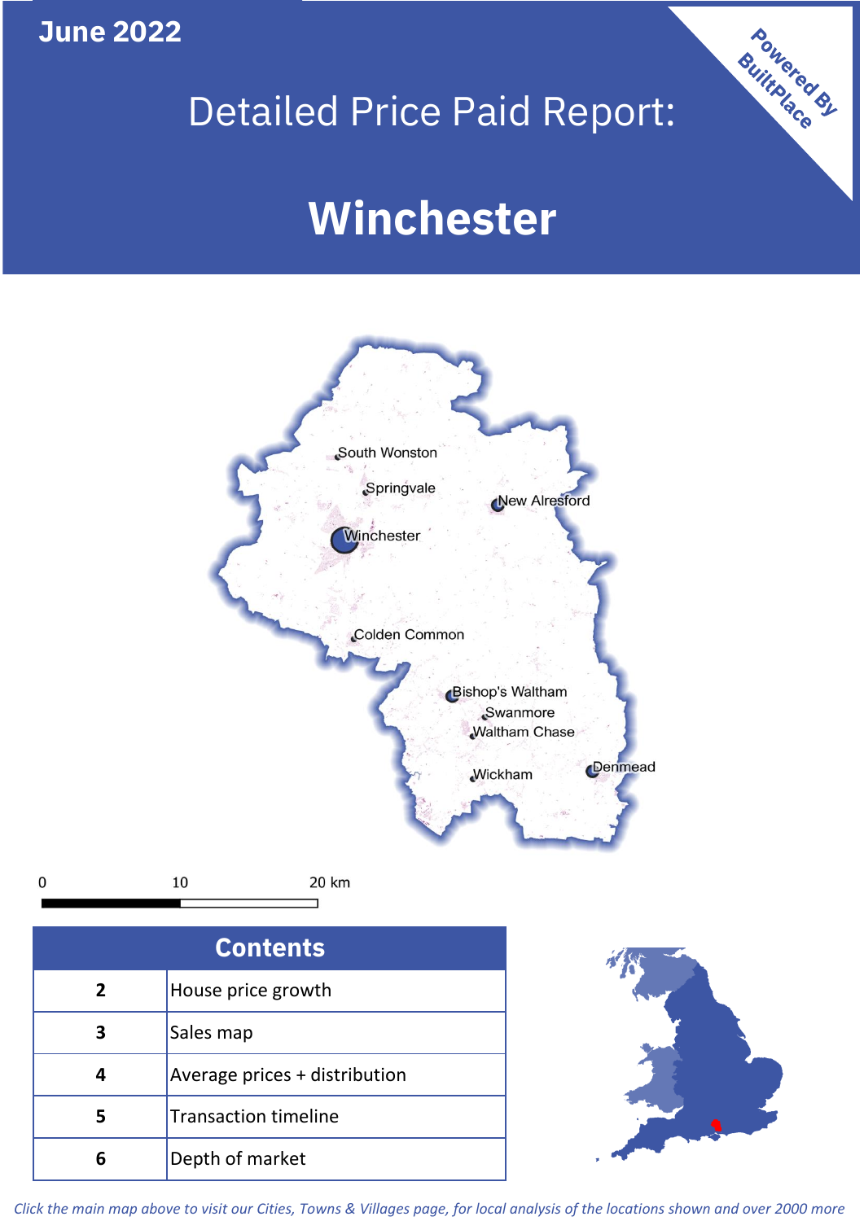June 2022

# Detailed Price Paid Report:

# Winchester

Powered By BuiltPlace

South Wonston
Springvale
New Alresford
Winchester
Colden Common
Bishop's Waltham
Swanmore
Waltham Chase
Wickham
Denmead

0 10 20 km

| Contents | |
|---|---|
| 2 | House price growth |
| 3 | Sales map |
| 4 | Average prices + distribution |
| 5 | Transaction timeline |
| 6 | Depth of market |

*Click the main map above to visit our Cities, Towns & Villages page, for local analysis of the locations shown and over 2000 more*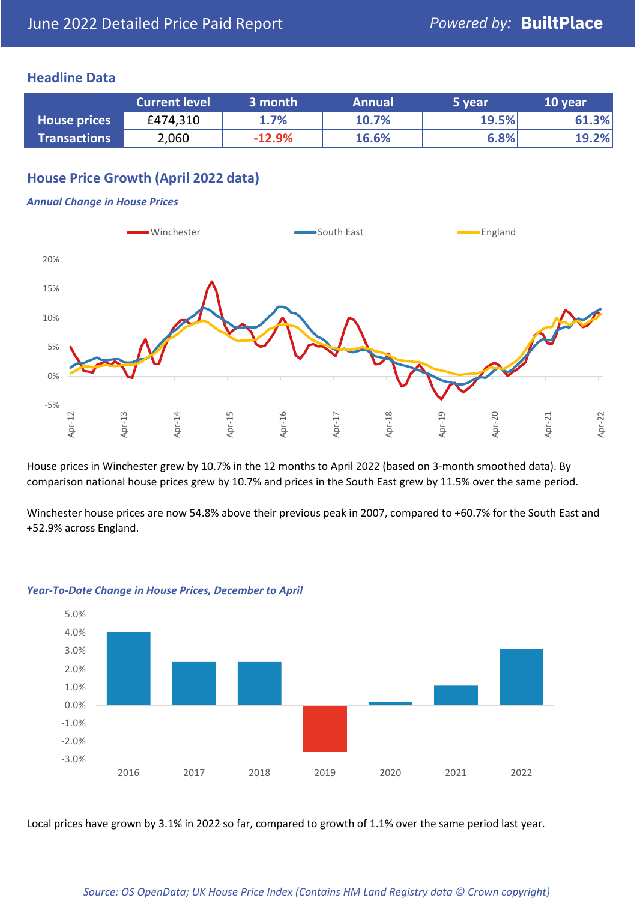# June 2022 Detailed Price Paid Report

*Powered by:* **BuiltPlace**

## Headline Data

| | Current level | 3 month | Annual | 5 year | 10 year |
|---|---|---|---|---|---|
| **House prices** | £474,310 | 1.7% | 10.7% | 19.5% | 61.3% |
| **Transactions** | 2,060 | -12.9% | 16.6% | 6.8% | 19.2% |

## House Price Growth (April 2022 data)

***Annual Change in House Prices***

House prices in Winchester grew by 10.7% in the 12 months to April 2022 (based on 3-month smoothed data). By comparison national house prices grew by 10.7% and prices in the South East grew by 11.5% over the same period.

Winchester house prices are now 54.8% above their previous peak in 2007, compared to +60.7% for the South East and +52.9% across England.

***Year-To-Date Change in House Prices, December to April***

Local prices have grown by 3.1% in 2022 so far, compared to growth of 1.1% over the same period last year.

*Source: OS OpenData; UK House Price Index (Contains HM Land Registry data © Crown copyright)*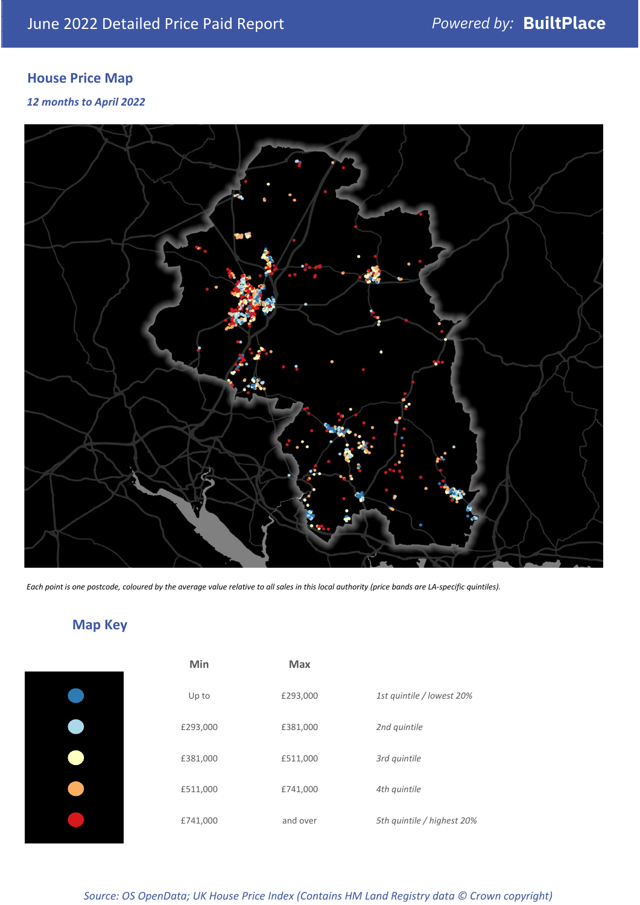## House Price Map

*12 months to April 2022*

*Each point is one postcode, coloured by the average value relative to all sales in this local authority (price bands are LA-specific quintiles).*

## Map Key

| Min | Max | |
|---|---|---|
| Up to | £293,000 | *1st quintile / lowest 20%* |
| £293,000 | £381,000 | *2nd quintile* |
| £381,000 | £511,000 | *3rd quintile* |
| £511,000 | £741,000 | *4th quintile* |
| £741,000 | and over | *5th quintile / highest 20%* |

*Source: OS OpenData; UK House Price Index (Contains HM Land Registry data © Crown copyright)*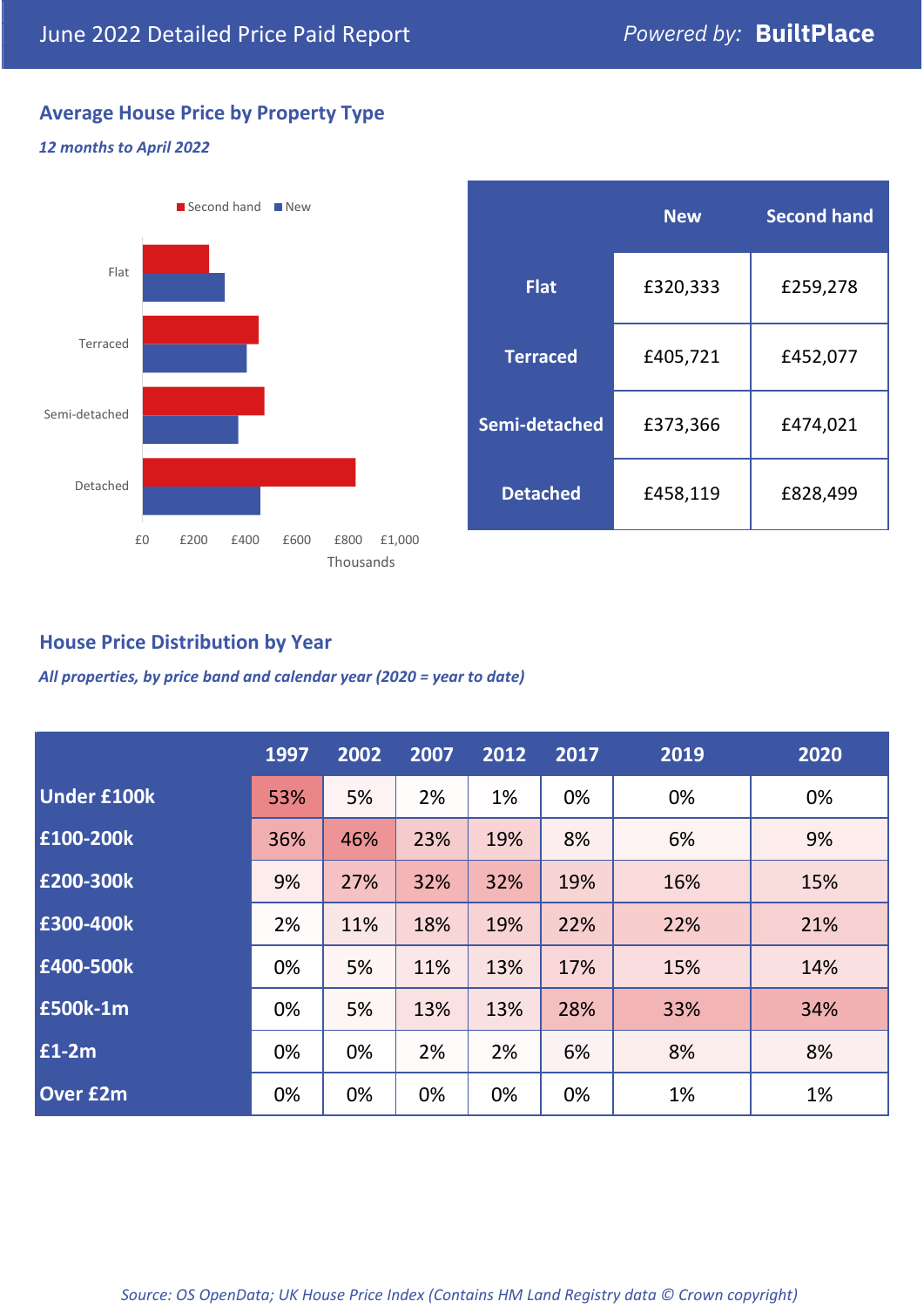June 2022 Detailed Price Paid Report

*Powered by:* **BuiltPlace**

## Average House Price by Property Type

***12 months to April 2022***

|  | New | Second hand |
|---|---|---|
| **Flat** | £320,333 | £259,278 |
| **Terraced** | £405,721 | £452,077 |
| **Semi-detached** | £373,366 | £474,021 |
| **Detached** | £458,119 | £828,499 |

## House Price Distribution by Year

***All properties, by price band and calendar year (2020 = year to date)***

|  | 1997 | 2002 | 2007 | 2012 | 2017 | 2019 | 2020 |
|---|---|---|---|---|---|---|---|
| **Under £100k** | 53% | 5% | 2% | 1% | 0% | 0% | 0% |
| **£100-200k** | 36% | 46% | 23% | 19% | 8% | 6% | 9% |
| **£200-300k** | 9% | 27% | 32% | 32% | 19% | 16% | 15% |
| **£300-400k** | 2% | 11% | 18% | 19% | 22% | 22% | 21% |
| **£400-500k** | 0% | 5% | 11% | 13% | 17% | 15% | 14% |
| **£500k-1m** | 0% | 5% | 13% | 13% | 28% | 33% | 34% |
| **£1-2m** | 0% | 0% | 2% | 2% | 6% | 8% | 8% |
| **Over £2m** | 0% | 0% | 0% | 0% | 0% | 1% | 1% |

*Source: OS OpenData; UK House Price Index (Contains HM Land Registry data © Crown copyright)*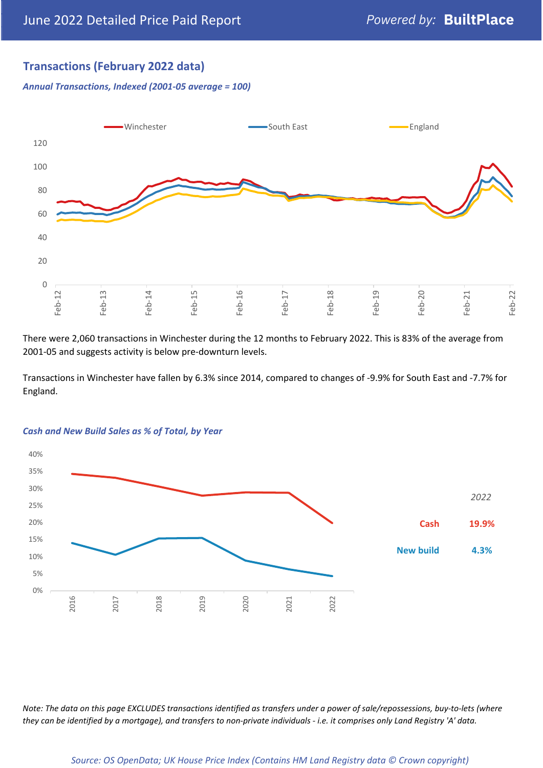## Transactions (February 2022 data)

*Annual Transactions, Indexed (2001-05 average = 100)*

There were 2,060 transactions in Winchester during the 12 months to February 2022. This is 83% of the average from 2001-05 and suggests activity is below pre-downturn levels.

Transactions in Winchester have fallen by 6.3% since 2014, compared to changes of -9.9% for South East and -7.7% for England.

*Cash and New Build Sales as % of Total, by Year*

| 2022 | |
|---|---|
| Cash | 19.9% |
| New build | 4.3% |

*Note: The data on this page EXCLUDES transactions identified as transfers under a power of sale/repossessions, buy-to-lets (where they can be identified by a mortgage), and transfers to non-private individuals - i.e. it comprises only Land Registry 'A' data.*

*Source: OS OpenData; UK House Price Index (Contains HM Land Registry data © Crown copyright)*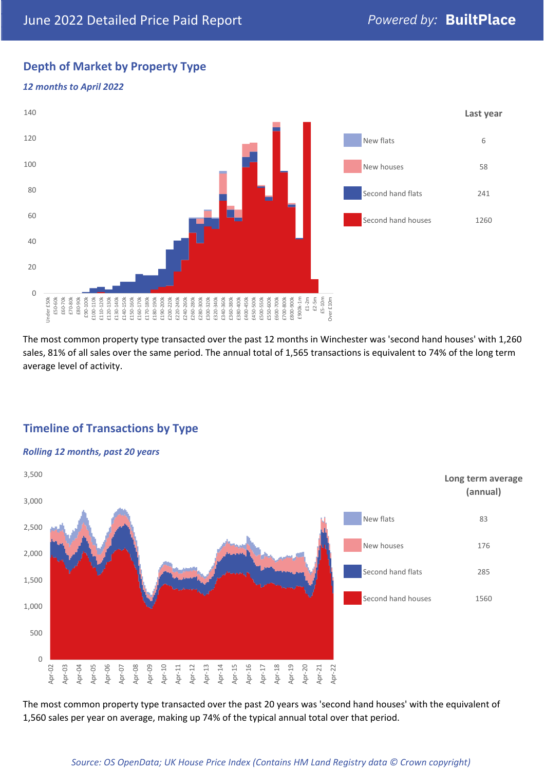June 2022 Detailed Price Paid Report

Powered by: **BuiltPlace**

## Depth of Market by Property Type

*12 months to April 2022*

140
120
100
80
60
40
20
0

Under £50k, £50-60k, £60-70k, £70-80k, £80-90k, £90-100k, £100-110k, £110-120k, £120-130k, £130-140k, £140-150k, £150-160k, £160-170k, £170-180k, £180-190k, £190-200k, £200-220k, £220-240k, £240-260k, £260-280k, £280-300k, £300-320k, £320-340k, £340-360k, £360-380k, £380-400k, £400-450k, £450-500k, £500-550k, £550-600k, £600-700k, £700-800k, £800-900k, £900k-1m, £1-2m, £2-5m, £5-10m, Over £10m

Last year

New flats 6

New houses 58

Second hand flats 241

Second hand houses 1260

The most common property type transacted over the past 12 months in Winchester was 'second hand houses' with 1,260 sales, 81% of all sales over the same period. The annual total of 1,565 transactions is equivalent to 74% of the long term average level of activity.

## Timeline of Transactions by Type

*Rolling 12 months, past 20 years*

3,500
3,000
2,500
2,000
1,500
1,000
500
0

Apr-02, Apr-03, Apr-04, Apr-05, Apr-06, Apr-07, Apr-08, Apr-09, Apr-10, Apr-11, Apr-12, Apr-13, Apr-14, Apr-15, Apr-16, Apr-17, Apr-18, Apr-19, Apr-20, Apr-21, Apr-22

Long term average (annual)

New flats 83

New houses 176

Second hand flats 285

Second hand houses 1560

The most common property type transacted over the past 20 years was 'second hand houses' with the equivalent of 1,560 sales per year on average, making up 74% of the typical annual total over that period.

*Source: OS OpenData; UK House Price Index (Contains HM Land Registry data © Crown copyright)*